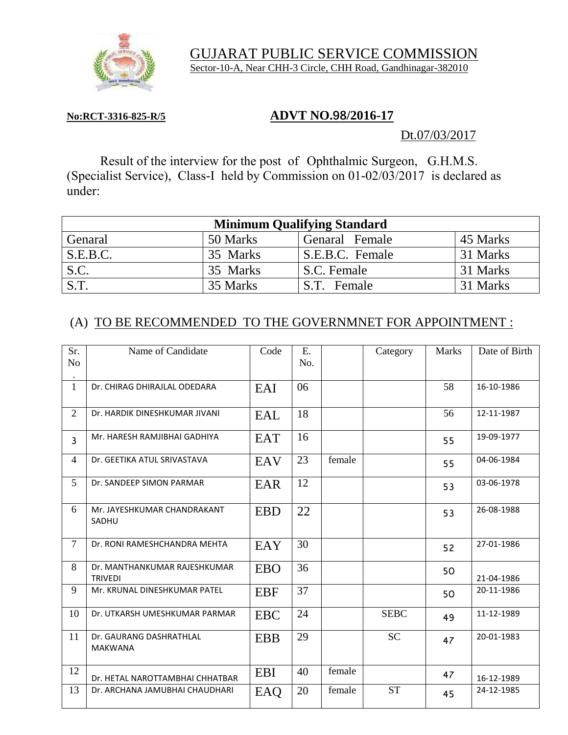# GUJARAT PUBLIC SERVICE COMMISSION

Sector-10-A, Near CHH-3 Circle, CHH Road, Gandhinagar-382010

**No:RCT-3316-825-R/5**

## ADVT NO.98/2016-17

Dt.07/03/2017

Result of the interview for the post of Ophthalmic Surgeon, G.H.M.S. (Specialist Service), Class-I held by Commission on 01-02/03/2017 is declared as under:

| **Minimum Qualifying Standard** | | | |
|---|---|---|---|
| Genaral | 50 Marks | Genaral Female | 45 Marks |
| S.E.B.C. | 35 Marks | S.E.B.C. Female | 31 Marks |
| S.C. | 35 Marks | S.C. Female | 31 Marks |
| S.T. | 35 Marks | S.T. Female | 31 Marks |

### (A) TO BE RECOMMENDED TO THE GOVERNMNET FOR APPOINTMENT :

| Sr. No. | Name of Candidate | Code | E. No. | | Category | Marks | Date of Birth |
|---|---|---|---|---|---|---|---|
| 1 | Dr. CHIRAG DHIRAJLAL ODEDARA | EAI | 06 | | | 58 | 16-10-1986 |
| 2 | Dr. HARDIK DINESHKUMAR JIVANI | EAL | 18 | | | 56 | 12-11-1987 |
| 3 | Mr. HARESH RAMJIBHAI GADHIYA | EAT | 16 | | | 55 | 19-09-1977 |
| 4 | Dr. GEETIKA ATUL SRIVASTAVA | EAV | 23 | female | | 55 | 04-06-1984 |
| 5 | Dr. SANDEEP SIMON PARMAR | EAR | 12 | | | 53 | 03-06-1978 |
| 6 | Mr. JAYESHKUMAR CHANDRAKANT SADHU | EBD | 22 | | | 53 | 26-08-1988 |
| 7 | Dr. RONI RAMESHCHANDRA MEHTA | EAY | 30 | | | 52 | 27-01-1986 |
| 8 | Dr. MANTHANKUMAR RAJESHKUMAR TRIVEDI | EBO | 36 | | | 50 | 21-04-1986 |
| 9 | Mr. KRUNAL DINESHKUMAR PATEL | EBF | 37 | | | 50 | 20-11-1986 |
| 10 | Dr. UTKARSH UMESHKUMAR PARMAR | EBC | 24 | | SEBC | 49 | 11-12-1989 |
| 11 | Dr. GAURANG DASHRATHLAL MAKWANA | EBB | 29 | | SC | 47 | 20-01-1983 |
| 12 | Dr. HETAL NAROTTAMBHAI CHHATBAR | EBI | 40 | female | | 47 | 16-12-1989 |
| 13 | Dr. ARCHANA JAMUBHAI CHAUDHARI | EAQ | 20 | female | ST | 45 | 24-12-1985 |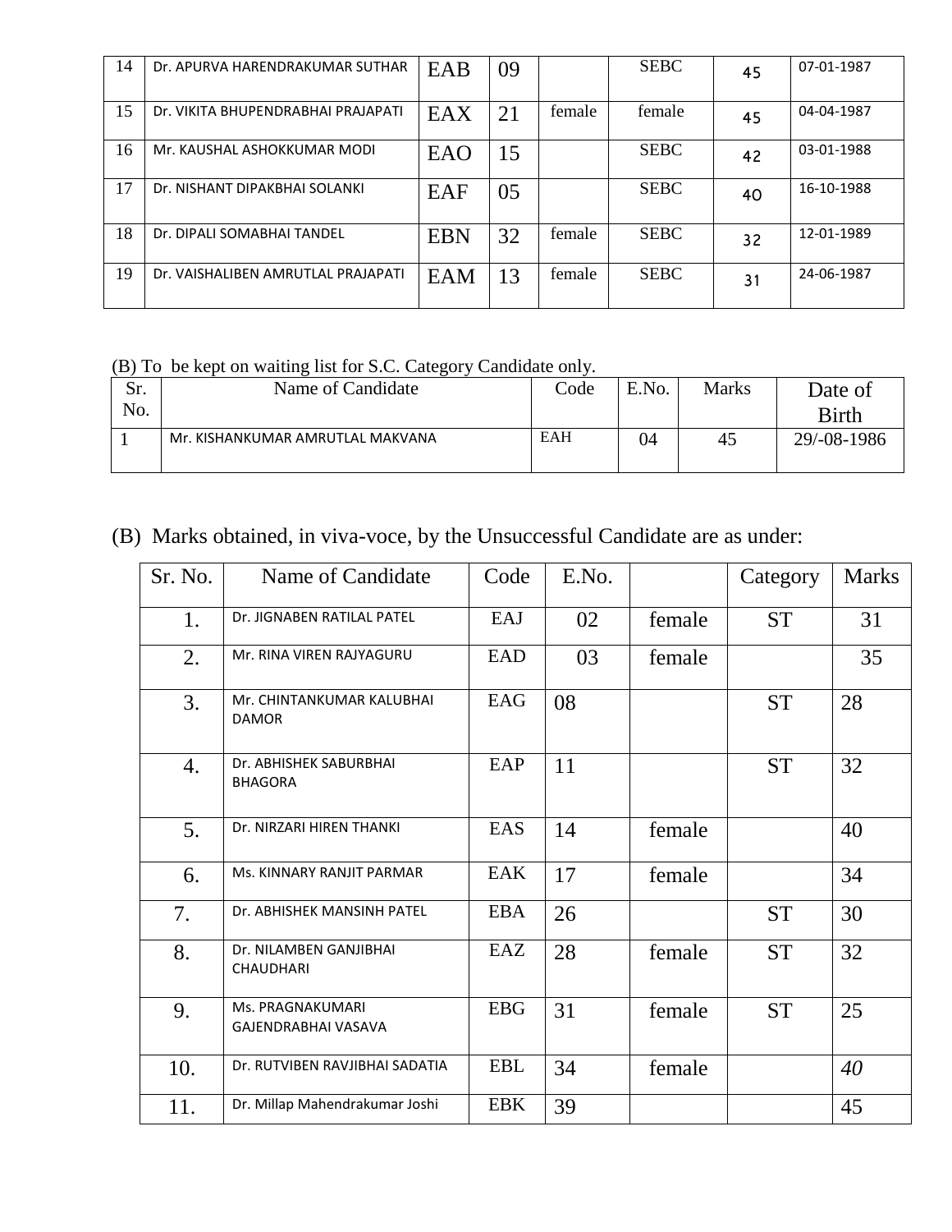| 14 | Dr. APURVA HARENDRAKUMAR SUTHAR | EAB | 09 | | SEBC | 45 | 07-01-1987 |
|---|---|---|---|---|---|---|---|
| 15 | Dr. VIKITA BHUPENDRABHAI PRAJAPATI | EAX | 21 | female | female | 45 | 04-04-1987 |
| 16 | Mr. KAUSHAL ASHOKKUMAR MODI | EAO | 15 | | SEBC | 42 | 03-01-1988 |
| 17 | Dr. NISHANT DIPAKBHAI SOLANKI | EAF | 05 | | SEBC | 40 | 16-10-1988 |
| 18 | Dr. DIPALI SOMABHAI TANDEL | EBN | 32 | female | SEBC | 32 | 12-01-1989 |
| 19 | Dr. VAISHALIBEN AMRUTLAL PRAJAPATI | EAM | 13 | female | SEBC | 31 | 24-06-1987 |

(B) To be kept on waiting list for S.C. Category Candidate only.

| Sr. No. | Name of Candidate | Code | E.No. | Marks | Date of Birth |
|---|---|---|---|---|---|
| 1 | Mr. KISHANKUMAR AMRUTLAL MAKVANA | EAH | 04 | 45 | 29/-08-1986 |

(B) Marks obtained, in viva-voce, by the Unsuccessful Candidate are as under:

| Sr. No. | Name of Candidate | Code | E.No. | | Category | Marks |
|---|---|---|---|---|---|---|
| 1. | Dr. JIGNABEN RATILAL PATEL | EAJ | 02 | female | ST | 31 |
| 2. | Mr. RINA VIREN RAJYAGURU | EAD | 03 | female | | 35 |
| 3. | Mr. CHINTANKUMAR KALUBHAI DAMOR | EAG | 08 | | ST | 28 |
| 4. | Dr. ABHISHEK SABURBHAI BHAGORA | EAP | 11 | | ST | 32 |
| 5. | Dr. NIRZARI HIREN THANKI | EAS | 14 | female | | 40 |
| 6. | Ms. KINNARY RANJIT PARMAR | EAK | 17 | female | | 34 |
| 7. | Dr. ABHISHEK MANSINH PATEL | EBA | 26 | | ST | 30 |
| 8. | Dr. NILAMBEN GANJIBHAI CHAUDHARI | EAZ | 28 | female | ST | 32 |
| 9. | Ms. PRAGNAKUMARI GAJENDRABHAI VASAVA | EBG | 31 | female | ST | 25 |
| 10. | Dr. RUTVIBEN RAVJIBHAI SADATIA | EBL | 34 | female | | *40* |
| 11. | Dr. Millap Mahendrakumar Joshi | EBK | 39 | | | 45 |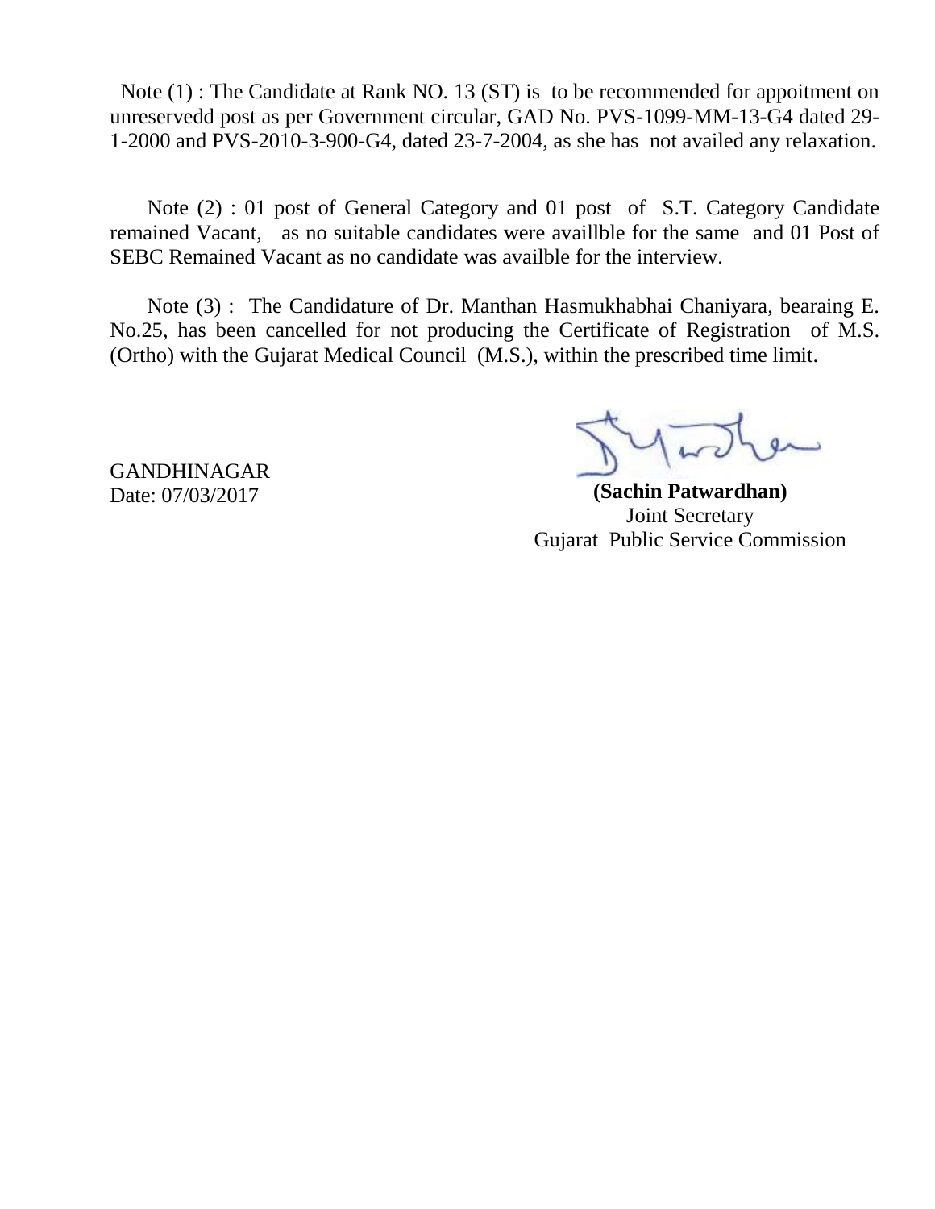Note (1) : The Candidate at Rank NO. 13 (ST) is to be recommended for appoitment on unreservedd post as per Government circular, GAD No. PVS-1099-MM-13-G4 dated 29-1-2000 and PVS-2010-3-900-G4, dated 23-7-2004, as she has not availed any relaxation.

Note (2) : 01 post of General Category and 01 post of S.T. Category Candidate remained Vacant, as no suitable candidates were availlble for the same and 01 Post of SEBC Remained Vacant as no candidate was availble for the interview.

Note (3) : The Candidature of Dr. Manthan Hasmukhabhai Chaniyara, bearaing E. No.25, has been cancelled for not producing the Certificate of Registration of M.S. (Ortho) with the Gujarat Medical Council (M.S.), within the prescribed time limit.

GANDHINAGAR
Date: 07/03/2017

**(Sachin Patwardhan)**
Joint Secretary
Gujarat Public Service Commission